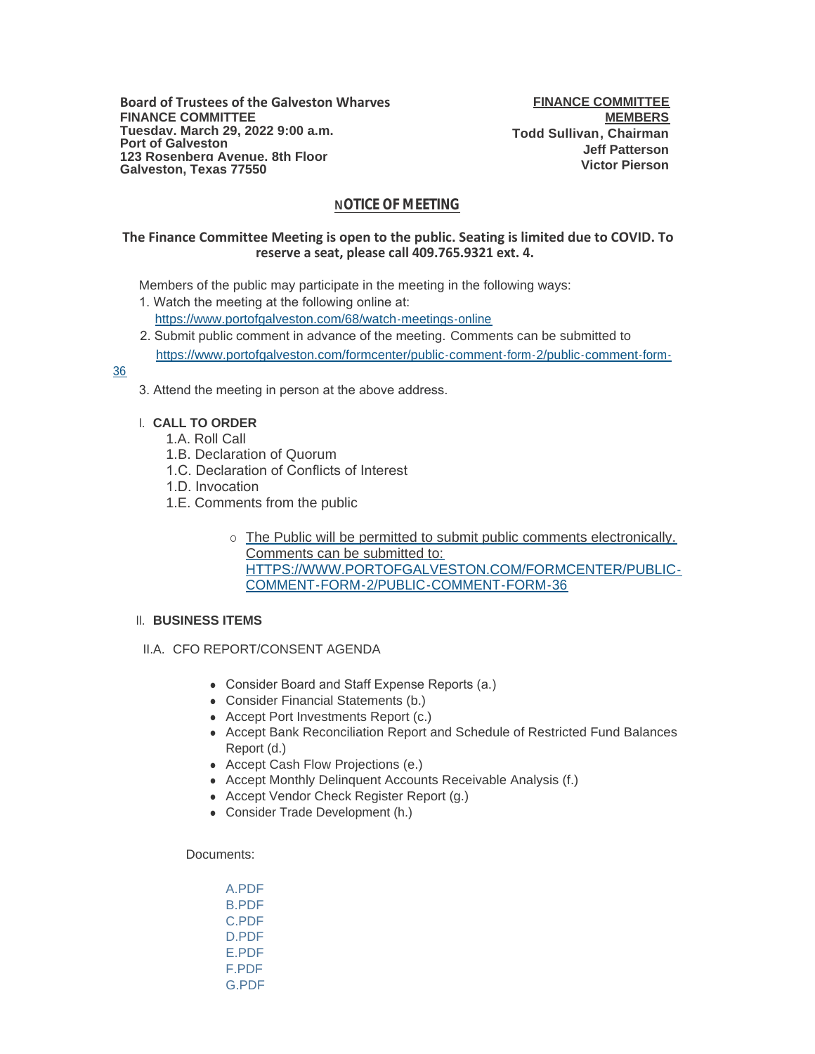**Board of Trustees of the Galveston Wharves**
**FINANCE COMMITTEE**
**Tuesday. March 29, 2022 9:00 a.m.**
**Port of Galveston**
**123 Rosenberg Avenue. 8th Floor**
**Galveston, Texas 77550**

**FINANCE COMMITTEE MEMBERS**
**Todd Sullivan, Chairman**
**Jeff Patterson**
**Victor Pierson**

## NOTICE OF MEETING

**The Finance Committee Meeting is open to the public. Seating is limited due to COVID. To reserve a seat, please call 409.765.9321 ext. 4.**

Members of the public may participate in the meeting in the following ways:

1. Watch the meeting at the following online at: https://www.portofgalveston.com/68/watch-meetings-online
2. Submit public comment in advance of the meeting. Comments can be submitted to https://www.portofgalveston.com/formcenter/public-comment-form-2/public-comment-form-36
3. Attend the meeting in person at the above address.

I. **CALL TO ORDER**

1.A. Roll Call
1.B. Declaration of Quorum
1.C. Declaration of Conflicts of Interest
1.D. Invocation
1.E. Comments from the public

- The Public will be permitted to submit public comments electronically. Comments can be submitted to: HTTPS://WWW.PORTOFGALVESTON.COM/FORMCENTER/PUBLIC-COMMENT-FORM-2/PUBLIC-COMMENT-FORM-36

II. **BUSINESS ITEMS**

II.A. CFO REPORT/CONSENT AGENDA

- Consider Board and Staff Expense Reports (a.)
- Consider Financial Statements (b.)
- Accept Port Investments Report (c.)
- Accept Bank Reconciliation Report and Schedule of Restricted Fund Balances Report (d.)
- Accept Cash Flow Projections (e.)
- Accept Monthly Delinquent Accounts Receivable Analysis (f.)
- Accept Vendor Check Register Report (g.)
- Consider Trade Development (h.)

Documents:

A.PDF
B.PDF
C.PDF
D.PDF
E.PDF
F.PDF
G.PDF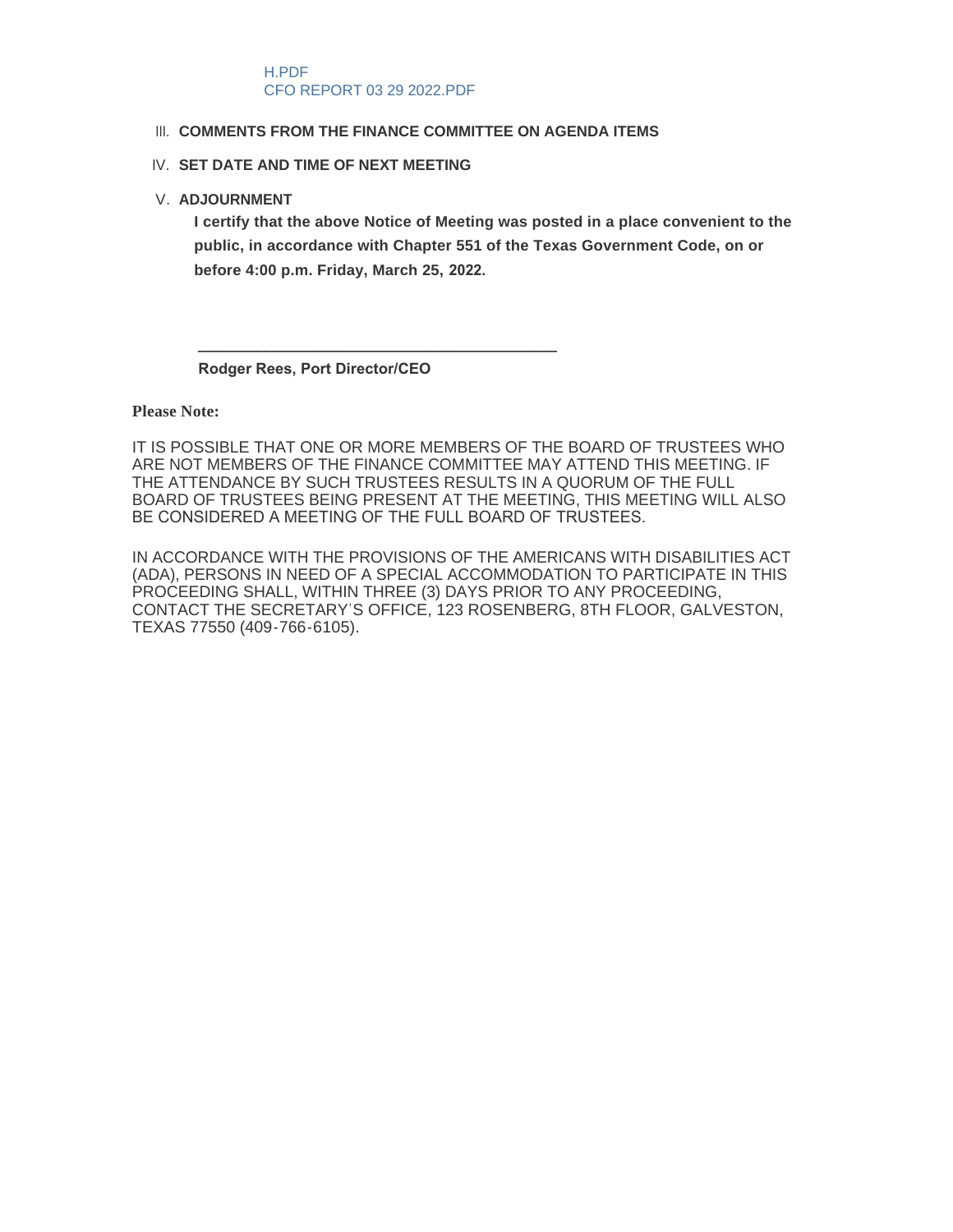H.PDF
CFO REPORT 03 29 2022.PDF

III. **COMMENTS FROM THE FINANCE COMMITTEE ON AGENDA ITEMS**

IV. **SET DATE AND TIME OF NEXT MEETING**

V. **ADJOURNMENT**

**I certify that the above Notice of Meeting was posted in a place convenient to the public, in accordance with Chapter 551 of the Texas Government Code, on or before 4:00 p.m. Friday, March 25, 2022.**

\_\_\_\_\_\_\_\_\_\_\_\_\_\_\_\_\_\_\_\_\_\_\_\_\_\_\_\_\_\_\_\_\_\_\_\_\_\_\_\_\_\_

**Rodger Rees, Port Director/CEO**

**Please Note:**

IT IS POSSIBLE THAT ONE OR MORE MEMBERS OF THE BOARD OF TRUSTEES WHO ARE NOT MEMBERS OF THE FINANCE COMMITTEE MAY ATTEND THIS MEETING. IF THE ATTENDANCE BY SUCH TRUSTEES RESULTS IN A QUORUM OF THE FULL BOARD OF TRUSTEES BEING PRESENT AT THE MEETING, THIS MEETING WILL ALSO BE CONSIDERED A MEETING OF THE FULL BOARD OF TRUSTEES.

IN ACCORDANCE WITH THE PROVISIONS OF THE AMERICANS WITH DISABILITIES ACT (ADA), PERSONS IN NEED OF A SPECIAL ACCOMMODATION TO PARTICIPATE IN THIS PROCEEDING SHALL, WITHIN THREE (3) DAYS PRIOR TO ANY PROCEEDING, CONTACT THE SECRETARY'S OFFICE, 123 ROSENBERG, 8TH FLOOR, GALVESTON, TEXAS 77550 (409-766-6105).